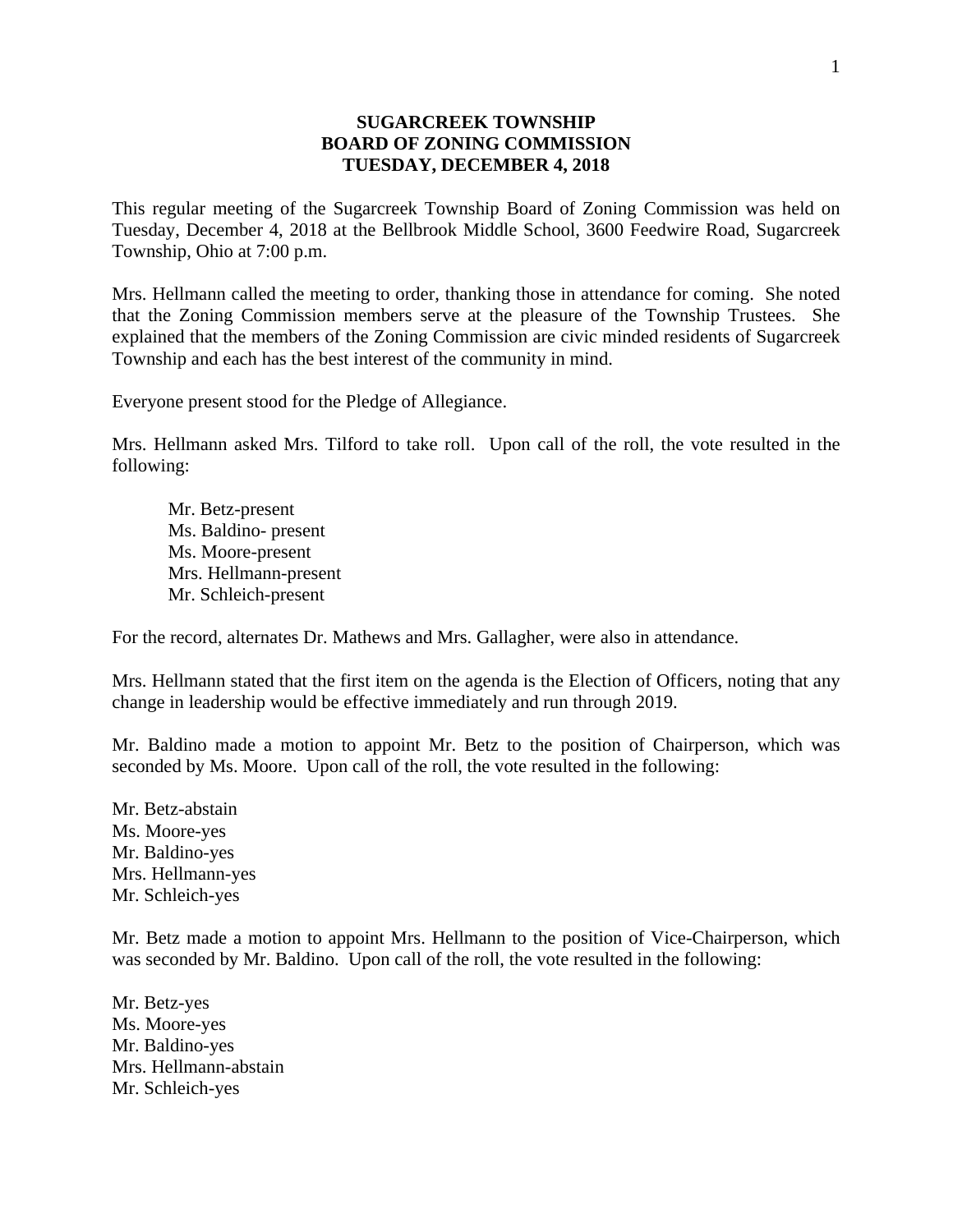**SUGARCREEK TOWNSHIP**
**BOARD OF ZONING COMMISSION**
**TUESDAY, DECEMBER 4, 2018**

This regular meeting of the Sugarcreek Township Board of Zoning Commission was held on Tuesday, December 4, 2018 at the Bellbrook Middle School, 3600 Feedwire Road, Sugarcreek Township, Ohio at 7:00 p.m.

Mrs. Hellmann called the meeting to order, thanking those in attendance for coming. She noted that the Zoning Commission members serve at the pleasure of the Township Trustees. She explained that the members of the Zoning Commission are civic minded residents of Sugarcreek Township and each has the best interest of the community in mind.

Everyone present stood for the Pledge of Allegiance.

Mrs. Hellmann asked Mrs. Tilford to take roll. Upon call of the roll, the vote resulted in the following:

Mr. Betz-present
Ms. Baldino- present
Ms. Moore-present
Mrs. Hellmann-present
Mr. Schleich-present

For the record, alternates Dr. Mathews and Mrs. Gallagher, were also in attendance.

Mrs. Hellmann stated that the first item on the agenda is the Election of Officers, noting that any change in leadership would be effective immediately and run through 2019.

Mr. Baldino made a motion to appoint Mr. Betz to the position of Chairperson, which was seconded by Ms. Moore. Upon call of the roll, the vote resulted in the following:

Mr. Betz-abstain
Ms. Moore-yes
Mr. Baldino-yes
Mrs. Hellmann-yes
Mr. Schleich-yes

Mr. Betz made a motion to appoint Mrs. Hellmann to the position of Vice-Chairperson, which was seconded by Mr. Baldino. Upon call of the roll, the vote resulted in the following:

Mr. Betz-yes
Ms. Moore-yes
Mr. Baldino-yes
Mrs. Hellmann-abstain
Mr. Schleich-yes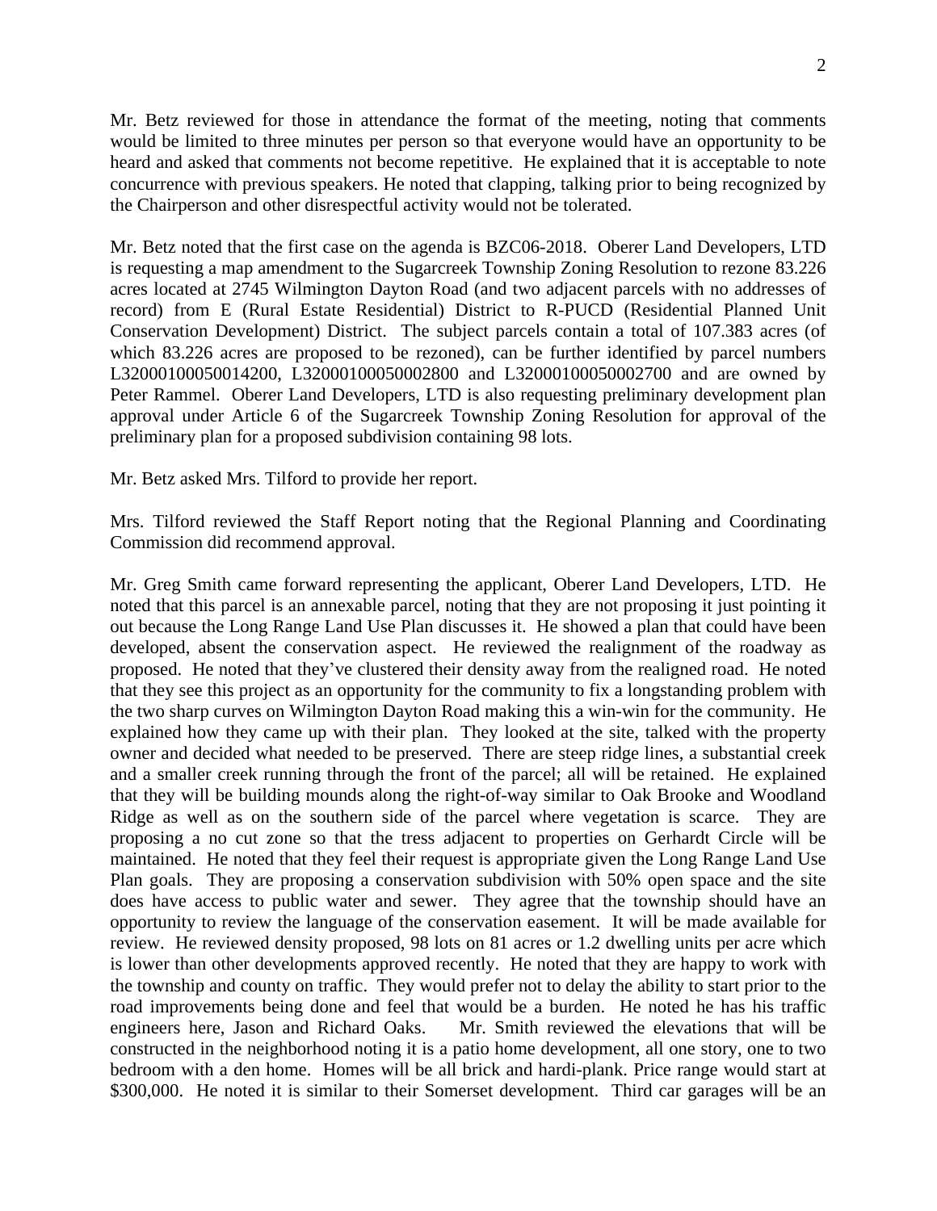Mr. Betz reviewed for those in attendance the format of the meeting, noting that comments would be limited to three minutes per person so that everyone would have an opportunity to be heard and asked that comments not become repetitive. He explained that it is acceptable to note concurrence with previous speakers. He noted that clapping, talking prior to being recognized by the Chairperson and other disrespectful activity would not be tolerated.

Mr. Betz noted that the first case on the agenda is BZC06-2018. Oberer Land Developers, LTD is requesting a map amendment to the Sugarcreek Township Zoning Resolution to rezone 83.226 acres located at 2745 Wilmington Dayton Road (and two adjacent parcels with no addresses of record) from E (Rural Estate Residential) District to R-PUCD (Residential Planned Unit Conservation Development) District. The subject parcels contain a total of 107.383 acres (of which 83.226 acres are proposed to be rezoned), can be further identified by parcel numbers L32000100050014200, L32000100050002800 and L32000100050002700 and are owned by Peter Rammel. Oberer Land Developers, LTD is also requesting preliminary development plan approval under Article 6 of the Sugarcreek Township Zoning Resolution for approval of the preliminary plan for a proposed subdivision containing 98 lots.

Mr. Betz asked Mrs. Tilford to provide her report.

Mrs. Tilford reviewed the Staff Report noting that the Regional Planning and Coordinating Commission did recommend approval.

Mr. Greg Smith came forward representing the applicant, Oberer Land Developers, LTD. He noted that this parcel is an annexable parcel, noting that they are not proposing it just pointing it out because the Long Range Land Use Plan discusses it. He showed a plan that could have been developed, absent the conservation aspect. He reviewed the realignment of the roadway as proposed. He noted that they've clustered their density away from the realigned road. He noted that they see this project as an opportunity for the community to fix a longstanding problem with the two sharp curves on Wilmington Dayton Road making this a win-win for the community. He explained how they came up with their plan. They looked at the site, talked with the property owner and decided what needed to be preserved. There are steep ridge lines, a substantial creek and a smaller creek running through the front of the parcel; all will be retained. He explained that they will be building mounds along the right-of-way similar to Oak Brooke and Woodland Ridge as well as on the southern side of the parcel where vegetation is scarce. They are proposing a no cut zone so that the tress adjacent to properties on Gerhardt Circle will be maintained. He noted that they feel their request is appropriate given the Long Range Land Use Plan goals. They are proposing a conservation subdivision with 50% open space and the site does have access to public water and sewer. They agree that the township should have an opportunity to review the language of the conservation easement. It will be made available for review. He reviewed density proposed, 98 lots on 81 acres or 1.2 dwelling units per acre which is lower than other developments approved recently. He noted that they are happy to work with the township and county on traffic. They would prefer not to delay the ability to start prior to the road improvements being done and feel that would be a burden. He noted he has his traffic engineers here, Jason and Richard Oaks. Mr. Smith reviewed the elevations that will be constructed in the neighborhood noting it is a patio home development, all one story, one to two bedroom with a den home. Homes will be all brick and hardi-plank. Price range would start at \$300,000. He noted it is similar to their Somerset development. Third car garages will be an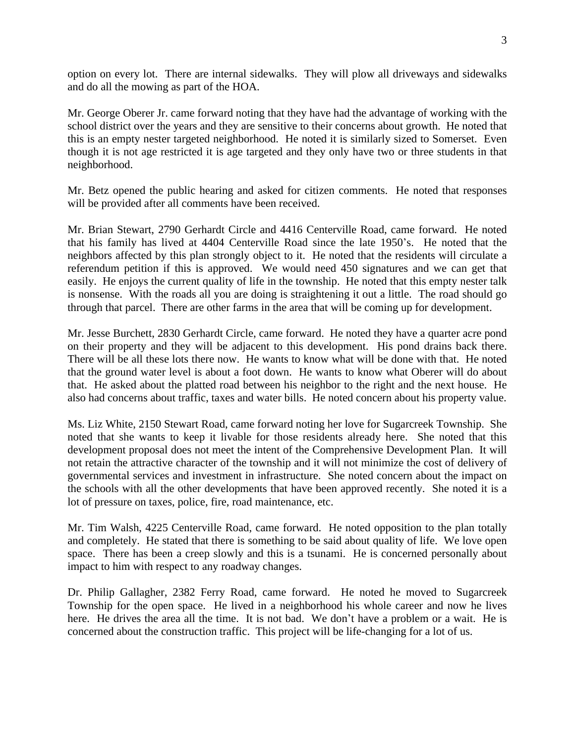option on every lot. There are internal sidewalks. They will plow all driveways and sidewalks and do all the mowing as part of the HOA.

Mr. George Oberer Jr. came forward noting that they have had the advantage of working with the school district over the years and they are sensitive to their concerns about growth. He noted that this is an empty nester targeted neighborhood. He noted it is similarly sized to Somerset. Even though it is not age restricted it is age targeted and they only have two or three students in that neighborhood.

Mr. Betz opened the public hearing and asked for citizen comments. He noted that responses will be provided after all comments have been received.

Mr. Brian Stewart, 2790 Gerhardt Circle and 4416 Centerville Road, came forward. He noted that his family has lived at 4404 Centerville Road since the late 1950's. He noted that the neighbors affected by this plan strongly object to it. He noted that the residents will circulate a referendum petition if this is approved. We would need 450 signatures and we can get that easily. He enjoys the current quality of life in the township. He noted that this empty nester talk is nonsense. With the roads all you are doing is straightening it out a little. The road should go through that parcel. There are other farms in the area that will be coming up for development.

Mr. Jesse Burchett, 2830 Gerhardt Circle, came forward. He noted they have a quarter acre pond on their property and they will be adjacent to this development. His pond drains back there. There will be all these lots there now. He wants to know what will be done with that. He noted that the ground water level is about a foot down. He wants to know what Oberer will do about that. He asked about the platted road between his neighbor to the right and the next house. He also had concerns about traffic, taxes and water bills. He noted concern about his property value.

Ms. Liz White, 2150 Stewart Road, came forward noting her love for Sugarcreek Township. She noted that she wants to keep it livable for those residents already here. She noted that this development proposal does not meet the intent of the Comprehensive Development Plan. It will not retain the attractive character of the township and it will not minimize the cost of delivery of governmental services and investment in infrastructure. She noted concern about the impact on the schools with all the other developments that have been approved recently. She noted it is a lot of pressure on taxes, police, fire, road maintenance, etc.

Mr. Tim Walsh, 4225 Centerville Road, came forward. He noted opposition to the plan totally and completely. He stated that there is something to be said about quality of life. We love open space. There has been a creep slowly and this is a tsunami. He is concerned personally about impact to him with respect to any roadway changes.

Dr. Philip Gallagher, 2382 Ferry Road, came forward. He noted he moved to Sugarcreek Township for the open space. He lived in a neighborhood his whole career and now he lives here. He drives the area all the time. It is not bad. We don't have a problem or a wait. He is concerned about the construction traffic. This project will be life-changing for a lot of us.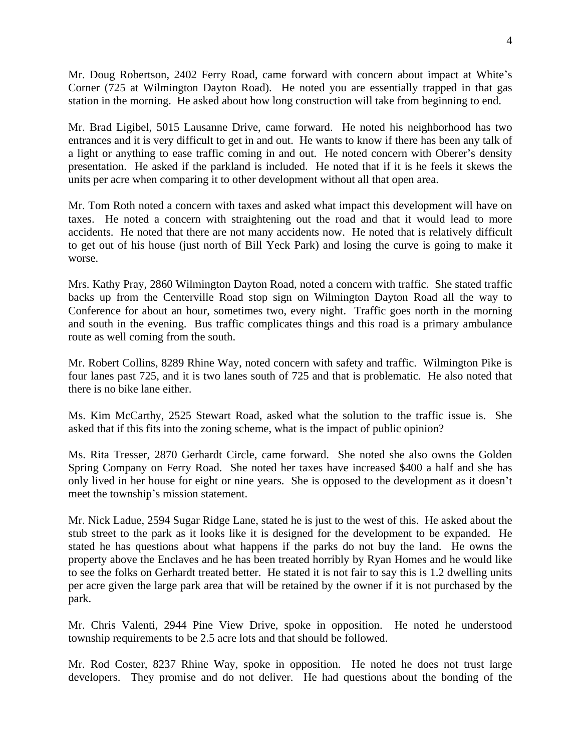Mr. Doug Robertson, 2402 Ferry Road, came forward with concern about impact at White's Corner (725 at Wilmington Dayton Road). He noted you are essentially trapped in that gas station in the morning. He asked about how long construction will take from beginning to end.

Mr. Brad Ligibel, 5015 Lausanne Drive, came forward. He noted his neighborhood has two entrances and it is very difficult to get in and out. He wants to know if there has been any talk of a light or anything to ease traffic coming in and out. He noted concern with Oberer's density presentation. He asked if the parkland is included. He noted that if it is he feels it skews the units per acre when comparing it to other development without all that open area.

Mr. Tom Roth noted a concern with taxes and asked what impact this development will have on taxes. He noted a concern with straightening out the road and that it would lead to more accidents. He noted that there are not many accidents now. He noted that is relatively difficult to get out of his house (just north of Bill Yeck Park) and losing the curve is going to make it worse.

Mrs. Kathy Pray, 2860 Wilmington Dayton Road, noted a concern with traffic. She stated traffic backs up from the Centerville Road stop sign on Wilmington Dayton Road all the way to Conference for about an hour, sometimes two, every night. Traffic goes north in the morning and south in the evening. Bus traffic complicates things and this road is a primary ambulance route as well coming from the south.

Mr. Robert Collins, 8289 Rhine Way, noted concern with safety and traffic. Wilmington Pike is four lanes past 725, and it is two lanes south of 725 and that is problematic. He also noted that there is no bike lane either.

Ms. Kim McCarthy, 2525 Stewart Road, asked what the solution to the traffic issue is. She asked that if this fits into the zoning scheme, what is the impact of public opinion?

Ms. Rita Tresser, 2870 Gerhardt Circle, came forward. She noted she also owns the Golden Spring Company on Ferry Road. She noted her taxes have increased $400 a half and she has only lived in her house for eight or nine years. She is opposed to the development as it doesn't meet the township's mission statement.

Mr. Nick Ladue, 2594 Sugar Ridge Lane, stated he is just to the west of this. He asked about the stub street to the park as it looks like it is designed for the development to be expanded. He stated he has questions about what happens if the parks do not buy the land. He owns the property above the Enclaves and he has been treated horribly by Ryan Homes and he would like to see the folks on Gerhardt treated better. He stated it is not fair to say this is 1.2 dwelling units per acre given the large park area that will be retained by the owner if it is not purchased by the park.

Mr. Chris Valenti, 2944 Pine View Drive, spoke in opposition. He noted he understood township requirements to be 2.5 acre lots and that should be followed.

Mr. Rod Coster, 8237 Rhine Way, spoke in opposition. He noted he does not trust large developers. They promise and do not deliver. He had questions about the bonding of the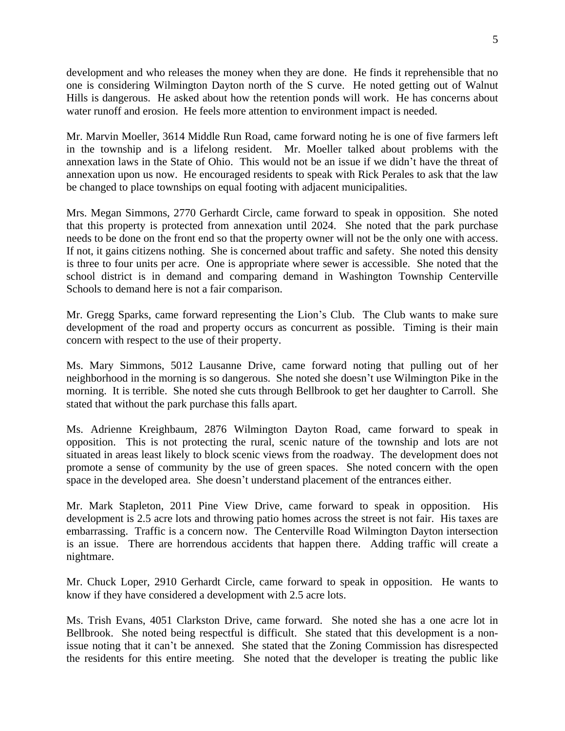development and who releases the money when they are done. He finds it reprehensible that no one is considering Wilmington Dayton north of the S curve. He noted getting out of Walnut Hills is dangerous. He asked about how the retention ponds will work. He has concerns about water runoff and erosion. He feels more attention to environment impact is needed.

Mr. Marvin Moeller, 3614 Middle Run Road, came forward noting he is one of five farmers left in the township and is a lifelong resident. Mr. Moeller talked about problems with the annexation laws in the State of Ohio. This would not be an issue if we didn't have the threat of annexation upon us now. He encouraged residents to speak with Rick Perales to ask that the law be changed to place townships on equal footing with adjacent municipalities.

Mrs. Megan Simmons, 2770 Gerhardt Circle, came forward to speak in opposition. She noted that this property is protected from annexation until 2024. She noted that the park purchase needs to be done on the front end so that the property owner will not be the only one with access. If not, it gains citizens nothing. She is concerned about traffic and safety. She noted this density is three to four units per acre. One is appropriate where sewer is accessible. She noted that the school district is in demand and comparing demand in Washington Township Centerville Schools to demand here is not a fair comparison.

Mr. Gregg Sparks, came forward representing the Lion's Club. The Club wants to make sure development of the road and property occurs as concurrent as possible. Timing is their main concern with respect to the use of their property.

Ms. Mary Simmons, 5012 Lausanne Drive, came forward noting that pulling out of her neighborhood in the morning is so dangerous. She noted she doesn't use Wilmington Pike in the morning. It is terrible. She noted she cuts through Bellbrook to get her daughter to Carroll. She stated that without the park purchase this falls apart.

Ms. Adrienne Kreighbaum, 2876 Wilmington Dayton Road, came forward to speak in opposition. This is not protecting the rural, scenic nature of the township and lots are not situated in areas least likely to block scenic views from the roadway. The development does not promote a sense of community by the use of green spaces. She noted concern with the open space in the developed area. She doesn't understand placement of the entrances either.

Mr. Mark Stapleton, 2011 Pine View Drive, came forward to speak in opposition. His development is 2.5 acre lots and throwing patio homes across the street is not fair. His taxes are embarrassing. Traffic is a concern now. The Centerville Road Wilmington Dayton intersection is an issue. There are horrendous accidents that happen there. Adding traffic will create a nightmare.

Mr. Chuck Loper, 2910 Gerhardt Circle, came forward to speak in opposition. He wants to know if they have considered a development with 2.5 acre lots.

Ms. Trish Evans, 4051 Clarkston Drive, came forward. She noted she has a one acre lot in Bellbrook. She noted being respectful is difficult. She stated that this development is a non-issue noting that it can't be annexed. She stated that the Zoning Commission has disrespected the residents for this entire meeting. She noted that the developer is treating the public like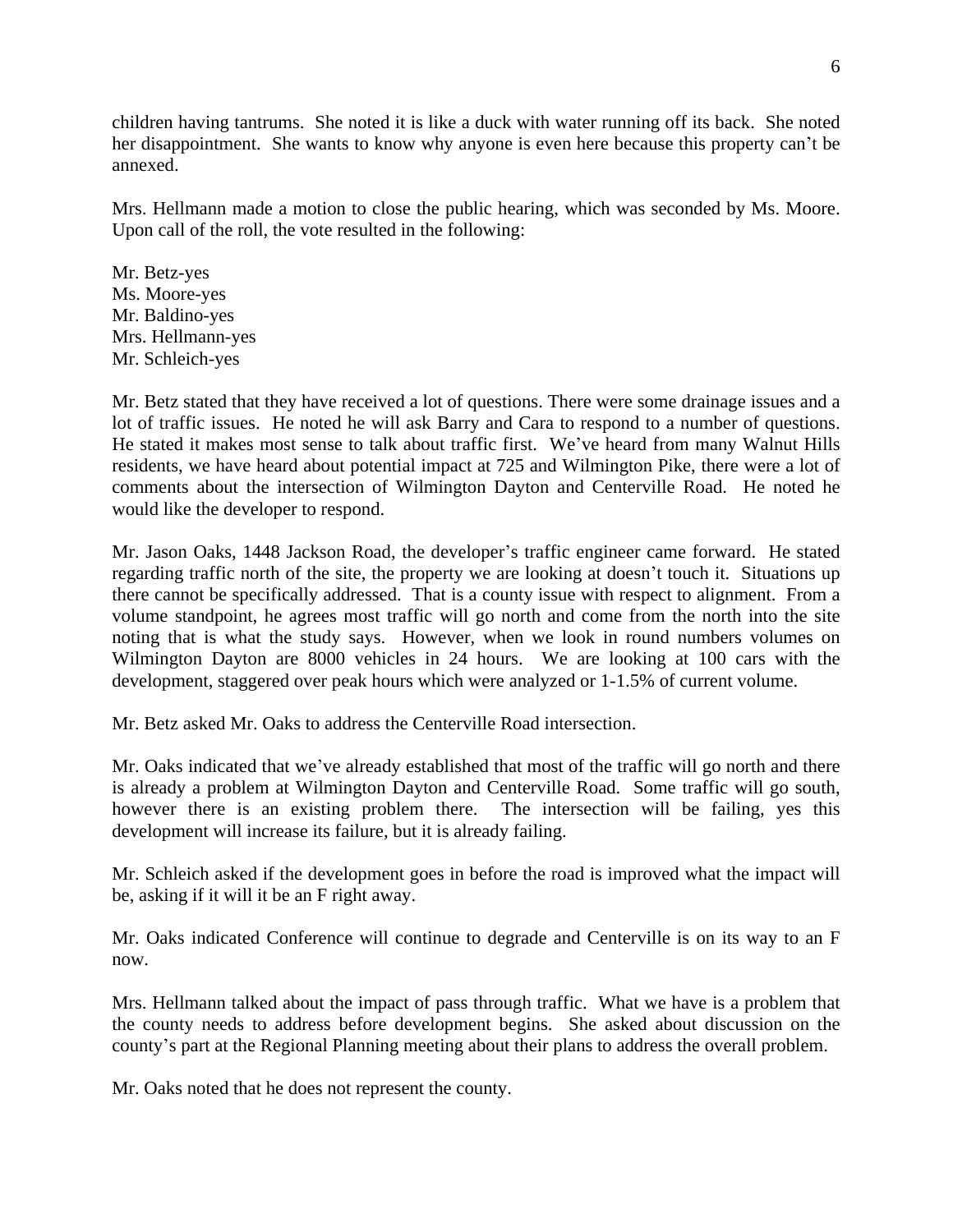children having tantrums. She noted it is like a duck with water running off its back. She noted her disappointment. She wants to know why anyone is even here because this property can't be annexed.

Mrs. Hellmann made a motion to close the public hearing, which was seconded by Ms. Moore. Upon call of the roll, the vote resulted in the following:

Mr. Betz-yes
Ms. Moore-yes
Mr. Baldino-yes
Mrs. Hellmann-yes
Mr. Schleich-yes

Mr. Betz stated that they have received a lot of questions. There were some drainage issues and a lot of traffic issues. He noted he will ask Barry and Cara to respond to a number of questions. He stated it makes most sense to talk about traffic first. We've heard from many Walnut Hills residents, we have heard about potential impact at 725 and Wilmington Pike, there were a lot of comments about the intersection of Wilmington Dayton and Centerville Road. He noted he would like the developer to respond.

Mr. Jason Oaks, 1448 Jackson Road, the developer's traffic engineer came forward. He stated regarding traffic north of the site, the property we are looking at doesn't touch it. Situations up there cannot be specifically addressed. That is a county issue with respect to alignment. From a volume standpoint, he agrees most traffic will go north and come from the north into the site noting that is what the study says. However, when we look in round numbers volumes on Wilmington Dayton are 8000 vehicles in 24 hours. We are looking at 100 cars with the development, staggered over peak hours which were analyzed or 1-1.5% of current volume.

Mr. Betz asked Mr. Oaks to address the Centerville Road intersection.

Mr. Oaks indicated that we've already established that most of the traffic will go north and there is already a problem at Wilmington Dayton and Centerville Road. Some traffic will go south, however there is an existing problem there. The intersection will be failing, yes this development will increase its failure, but it is already failing.

Mr. Schleich asked if the development goes in before the road is improved what the impact will be, asking if it will it be an F right away.

Mr. Oaks indicated Conference will continue to degrade and Centerville is on its way to an F now.

Mrs. Hellmann talked about the impact of pass through traffic. What we have is a problem that the county needs to address before development begins. She asked about discussion on the county's part at the Regional Planning meeting about their plans to address the overall problem.

Mr. Oaks noted that he does not represent the county.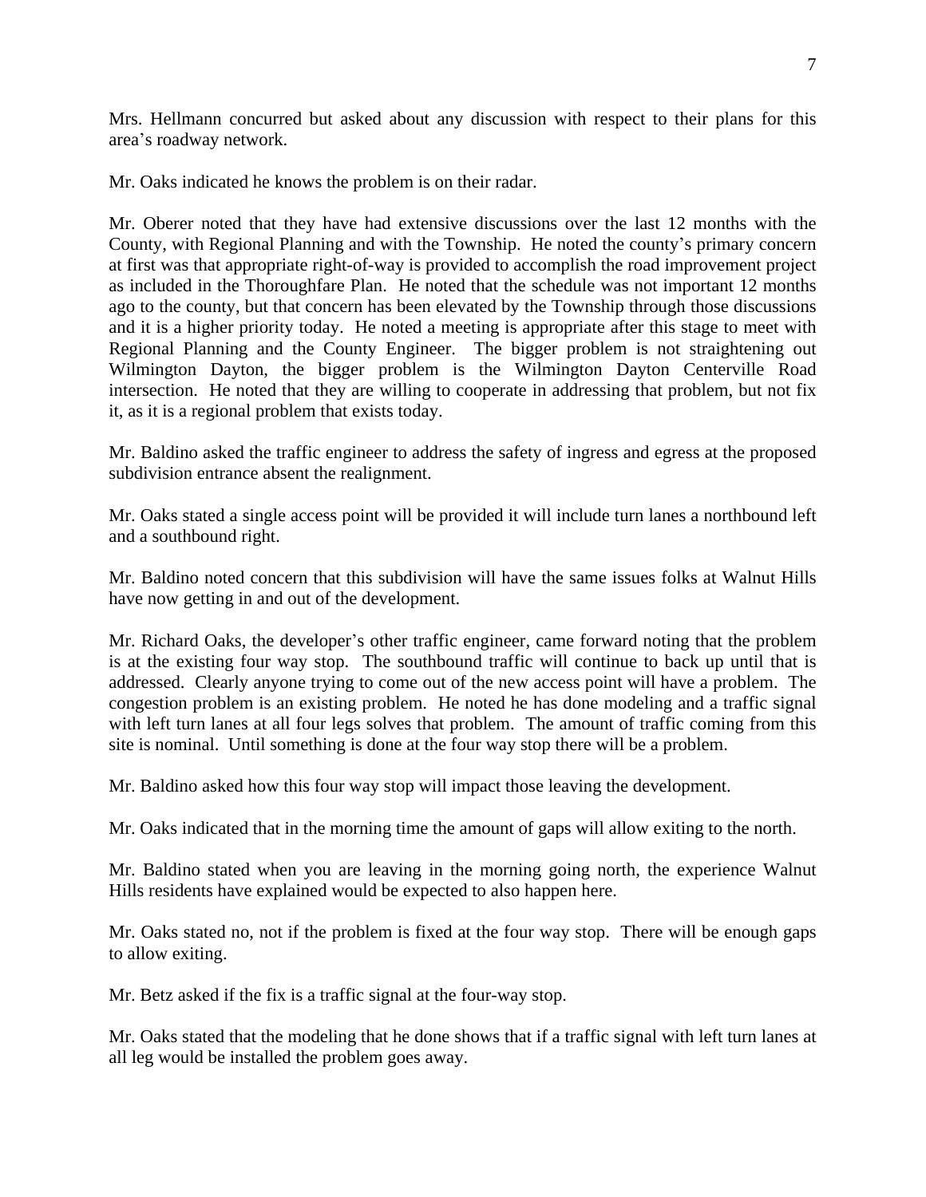Mrs. Hellmann concurred but asked about any discussion with respect to their plans for this area's roadway network.

Mr. Oaks indicated he knows the problem is on their radar.

Mr. Oberer noted that they have had extensive discussions over the last 12 months with the County, with Regional Planning and with the Township. He noted the county's primary concern at first was that appropriate right-of-way is provided to accomplish the road improvement project as included in the Thoroughfare Plan. He noted that the schedule was not important 12 months ago to the county, but that concern has been elevated by the Township through those discussions and it is a higher priority today. He noted a meeting is appropriate after this stage to meet with Regional Planning and the County Engineer. The bigger problem is not straightening out Wilmington Dayton, the bigger problem is the Wilmington Dayton Centerville Road intersection. He noted that they are willing to cooperate in addressing that problem, but not fix it, as it is a regional problem that exists today.

Mr. Baldino asked the traffic engineer to address the safety of ingress and egress at the proposed subdivision entrance absent the realignment.

Mr. Oaks stated a single access point will be provided it will include turn lanes a northbound left and a southbound right.

Mr. Baldino noted concern that this subdivision will have the same issues folks at Walnut Hills have now getting in and out of the development.

Mr. Richard Oaks, the developer's other traffic engineer, came forward noting that the problem is at the existing four way stop. The southbound traffic will continue to back up until that is addressed. Clearly anyone trying to come out of the new access point will have a problem. The congestion problem is an existing problem. He noted he has done modeling and a traffic signal with left turn lanes at all four legs solves that problem. The amount of traffic coming from this site is nominal. Until something is done at the four way stop there will be a problem.

Mr. Baldino asked how this four way stop will impact those leaving the development.

Mr. Oaks indicated that in the morning time the amount of gaps will allow exiting to the north.

Mr. Baldino stated when you are leaving in the morning going north, the experience Walnut Hills residents have explained would be expected to also happen here.

Mr. Oaks stated no, not if the problem is fixed at the four way stop. There will be enough gaps to allow exiting.

Mr. Betz asked if the fix is a traffic signal at the four-way stop.

Mr. Oaks stated that the modeling that he done shows that if a traffic signal with left turn lanes at all leg would be installed the problem goes away.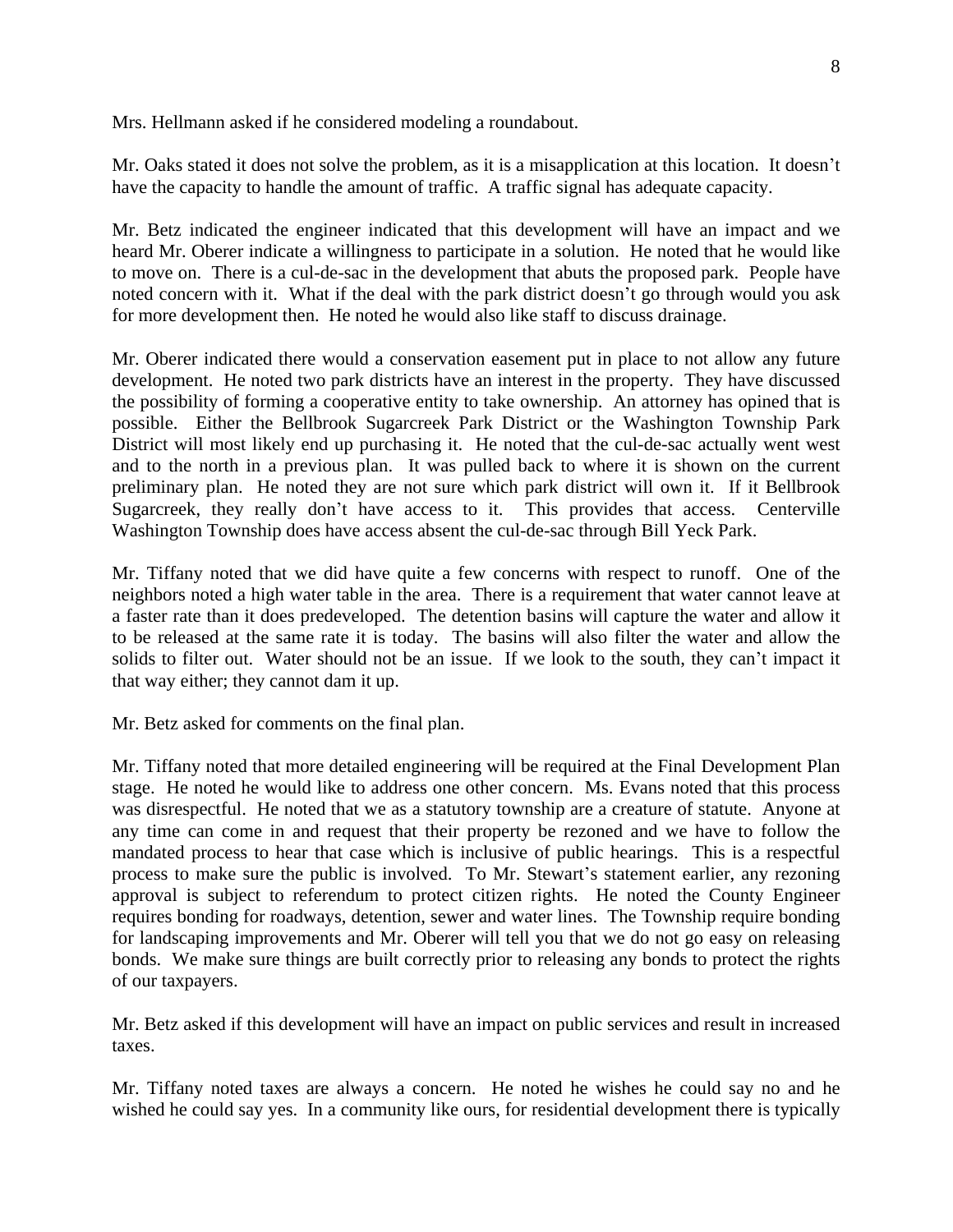Mrs. Hellmann asked if he considered modeling a roundabout.

Mr. Oaks stated it does not solve the problem, as it is a misapplication at this location. It doesn't have the capacity to handle the amount of traffic. A traffic signal has adequate capacity.

Mr. Betz indicated the engineer indicated that this development will have an impact and we heard Mr. Oberer indicate a willingness to participate in a solution. He noted that he would like to move on. There is a cul-de-sac in the development that abuts the proposed park. People have noted concern with it. What if the deal with the park district doesn't go through would you ask for more development then. He noted he would also like staff to discuss drainage.

Mr. Oberer indicated there would a conservation easement put in place to not allow any future development. He noted two park districts have an interest in the property. They have discussed the possibility of forming a cooperative entity to take ownership. An attorney has opined that is possible. Either the Bellbrook Sugarcreek Park District or the Washington Township Park District will most likely end up purchasing it. He noted that the cul-de-sac actually went west and to the north in a previous plan. It was pulled back to where it is shown on the current preliminary plan. He noted they are not sure which park district will own it. If it Bellbrook Sugarcreek, they really don't have access to it. This provides that access. Centerville Washington Township does have access absent the cul-de-sac through Bill Yeck Park.

Mr. Tiffany noted that we did have quite a few concerns with respect to runoff. One of the neighbors noted a high water table in the area. There is a requirement that water cannot leave at a faster rate than it does predeveloped. The detention basins will capture the water and allow it to be released at the same rate it is today. The basins will also filter the water and allow the solids to filter out. Water should not be an issue. If we look to the south, they can't impact it that way either; they cannot dam it up.

Mr. Betz asked for comments on the final plan.

Mr. Tiffany noted that more detailed engineering will be required at the Final Development Plan stage. He noted he would like to address one other concern. Ms. Evans noted that this process was disrespectful. He noted that we as a statutory township are a creature of statute. Anyone at any time can come in and request that their property be rezoned and we have to follow the mandated process to hear that case which is inclusive of public hearings. This is a respectful process to make sure the public is involved. To Mr. Stewart's statement earlier, any rezoning approval is subject to referendum to protect citizen rights. He noted the County Engineer requires bonding for roadways, detention, sewer and water lines. The Township require bonding for landscaping improvements and Mr. Oberer will tell you that we do not go easy on releasing bonds. We make sure things are built correctly prior to releasing any bonds to protect the rights of our taxpayers.

Mr. Betz asked if this development will have an impact on public services and result in increased taxes.

Mr. Tiffany noted taxes are always a concern. He noted he wishes he could say no and he wished he could say yes. In a community like ours, for residential development there is typically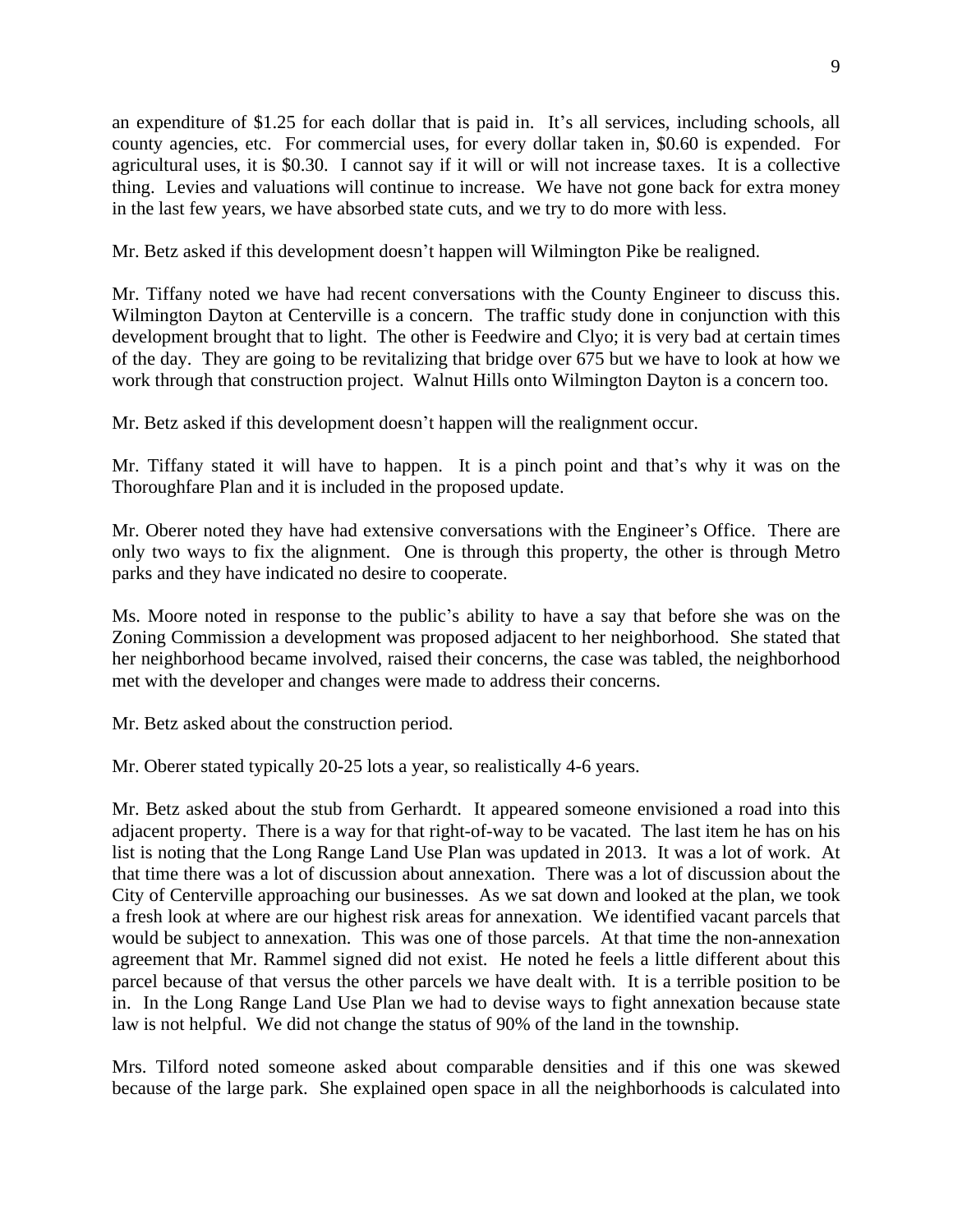an expenditure of $1.25 for each dollar that is paid in. It's all services, including schools, all county agencies, etc. For commercial uses, for every dollar taken in, $0.60 is expended. For agricultural uses, it is $0.30. I cannot say if it will or will not increase taxes. It is a collective thing. Levies and valuations will continue to increase. We have not gone back for extra money in the last few years, we have absorbed state cuts, and we try to do more with less.

Mr. Betz asked if this development doesn't happen will Wilmington Pike be realigned.

Mr. Tiffany noted we have had recent conversations with the County Engineer to discuss this. Wilmington Dayton at Centerville is a concern. The traffic study done in conjunction with this development brought that to light. The other is Feedwire and Clyo; it is very bad at certain times of the day. They are going to be revitalizing that bridge over 675 but we have to look at how we work through that construction project. Walnut Hills onto Wilmington Dayton is a concern too.

Mr. Betz asked if this development doesn't happen will the realignment occur.

Mr. Tiffany stated it will have to happen. It is a pinch point and that's why it was on the Thoroughfare Plan and it is included in the proposed update.

Mr. Oberer noted they have had extensive conversations with the Engineer's Office. There are only two ways to fix the alignment. One is through this property, the other is through Metro parks and they have indicated no desire to cooperate.

Ms. Moore noted in response to the public's ability to have a say that before she was on the Zoning Commission a development was proposed adjacent to her neighborhood. She stated that her neighborhood became involved, raised their concerns, the case was tabled, the neighborhood met with the developer and changes were made to address their concerns.

Mr. Betz asked about the construction period.

Mr. Oberer stated typically 20-25 lots a year, so realistically 4-6 years.

Mr. Betz asked about the stub from Gerhardt. It appeared someone envisioned a road into this adjacent property. There is a way for that right-of-way to be vacated. The last item he has on his list is noting that the Long Range Land Use Plan was updated in 2013. It was a lot of work. At that time there was a lot of discussion about annexation. There was a lot of discussion about the City of Centerville approaching our businesses. As we sat down and looked at the plan, we took a fresh look at where are our highest risk areas for annexation. We identified vacant parcels that would be subject to annexation. This was one of those parcels. At that time the non-annexation agreement that Mr. Rammel signed did not exist. He noted he feels a little different about this parcel because of that versus the other parcels we have dealt with. It is a terrible position to be in. In the Long Range Land Use Plan we had to devise ways to fight annexation because state law is not helpful. We did not change the status of 90% of the land in the township.

Mrs. Tilford noted someone asked about comparable densities and if this one was skewed because of the large park. She explained open space in all the neighborhoods is calculated into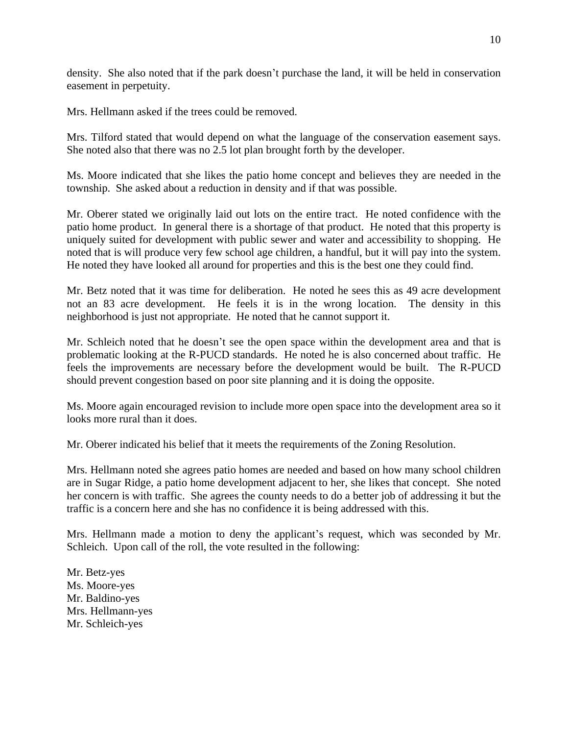density. She also noted that if the park doesn't purchase the land, it will be held in conservation easement in perpetuity.

Mrs. Hellmann asked if the trees could be removed.

Mrs. Tilford stated that would depend on what the language of the conservation easement says. She noted also that there was no 2.5 lot plan brought forth by the developer.

Ms. Moore indicated that she likes the patio home concept and believes they are needed in the township. She asked about a reduction in density and if that was possible.

Mr. Oberer stated we originally laid out lots on the entire tract. He noted confidence with the patio home product. In general there is a shortage of that product. He noted that this property is uniquely suited for development with public sewer and water and accessibility to shopping. He noted that is will produce very few school age children, a handful, but it will pay into the system. He noted they have looked all around for properties and this is the best one they could find.

Mr. Betz noted that it was time for deliberation. He noted he sees this as 49 acre development not an 83 acre development. He feels it is in the wrong location. The density in this neighborhood is just not appropriate. He noted that he cannot support it.

Mr. Schleich noted that he doesn't see the open space within the development area and that is problematic looking at the R-PUCD standards. He noted he is also concerned about traffic. He feels the improvements are necessary before the development would be built. The R-PUCD should prevent congestion based on poor site planning and it is doing the opposite.

Ms. Moore again encouraged revision to include more open space into the development area so it looks more rural than it does.

Mr. Oberer indicated his belief that it meets the requirements of the Zoning Resolution.

Mrs. Hellmann noted she agrees patio homes are needed and based on how many school children are in Sugar Ridge, a patio home development adjacent to her, she likes that concept. She noted her concern is with traffic. She agrees the county needs to do a better job of addressing it but the traffic is a concern here and she has no confidence it is being addressed with this.

Mrs. Hellmann made a motion to deny the applicant's request, which was seconded by Mr. Schleich. Upon call of the roll, the vote resulted in the following:

Mr. Betz-yes
Ms. Moore-yes
Mr. Baldino-yes
Mrs. Hellmann-yes
Mr. Schleich-yes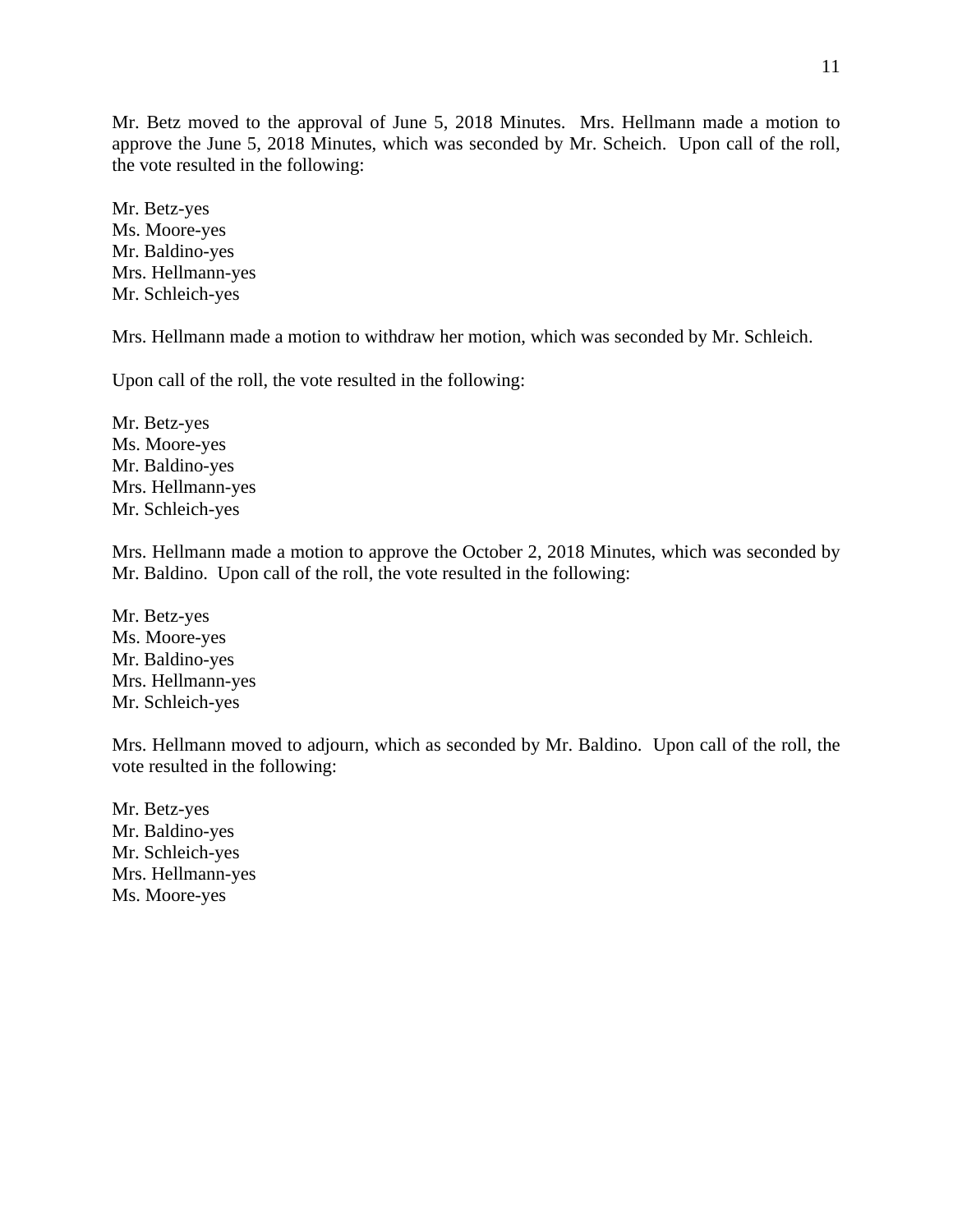Mr. Betz moved to the approval of June 5, 2018 Minutes. Mrs. Hellmann made a motion to approve the June 5, 2018 Minutes, which was seconded by Mr. Scheich. Upon call of the roll, the vote resulted in the following:

Mr. Betz-yes
Ms. Moore-yes
Mr. Baldino-yes
Mrs. Hellmann-yes
Mr. Schleich-yes

Mrs. Hellmann made a motion to withdraw her motion, which was seconded by Mr. Schleich.

Upon call of the roll, the vote resulted in the following:

Mr. Betz-yes
Ms. Moore-yes
Mr. Baldino-yes
Mrs. Hellmann-yes
Mr. Schleich-yes

Mrs. Hellmann made a motion to approve the October 2, 2018 Minutes, which was seconded by Mr. Baldino. Upon call of the roll, the vote resulted in the following:

Mr. Betz-yes
Ms. Moore-yes
Mr. Baldino-yes
Mrs. Hellmann-yes
Mr. Schleich-yes

Mrs. Hellmann moved to adjourn, which as seconded by Mr. Baldino. Upon call of the roll, the vote resulted in the following:

Mr. Betz-yes
Mr. Baldino-yes
Mr. Schleich-yes
Mrs. Hellmann-yes
Ms. Moore-yes